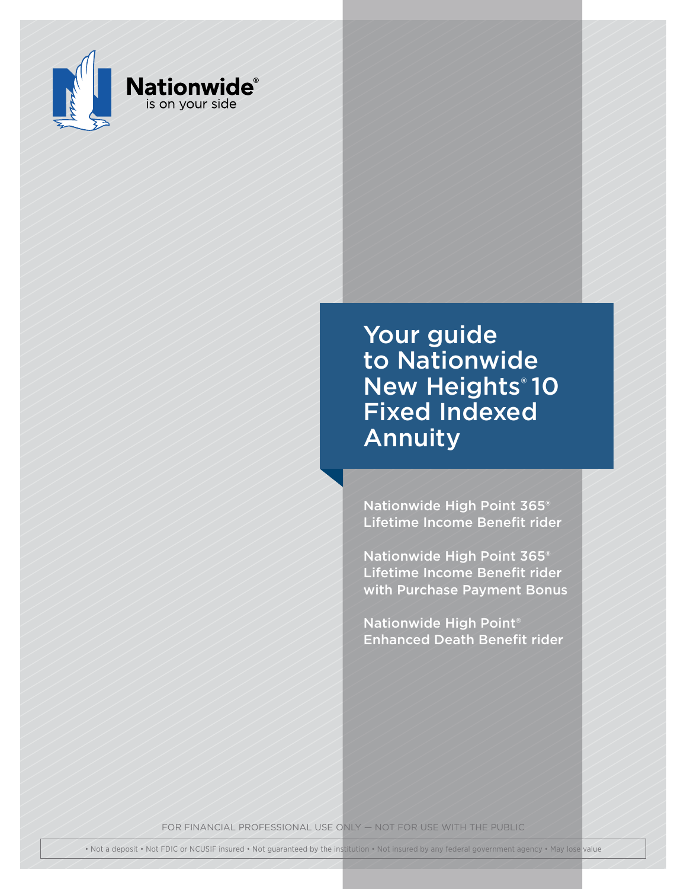Nationwide®
is on your side

# Your guide to Nationwide New Heights® 10 Fixed Indexed Annuity

Nationwide High Point 365® Lifetime Income Benefit rider

Nationwide High Point 365® Lifetime Income Benefit rider with Purchase Payment Bonus

Nationwide High Point® Enhanced Death Benefit rider

FOR FINANCIAL PROFESSIONAL USE ONLY — NOT FOR USE WITH THE PUBLIC

• Not a deposit • Not FDIC or NCUSIF insured • Not guaranteed by the institution • Not insured by any federal government agency • May lose value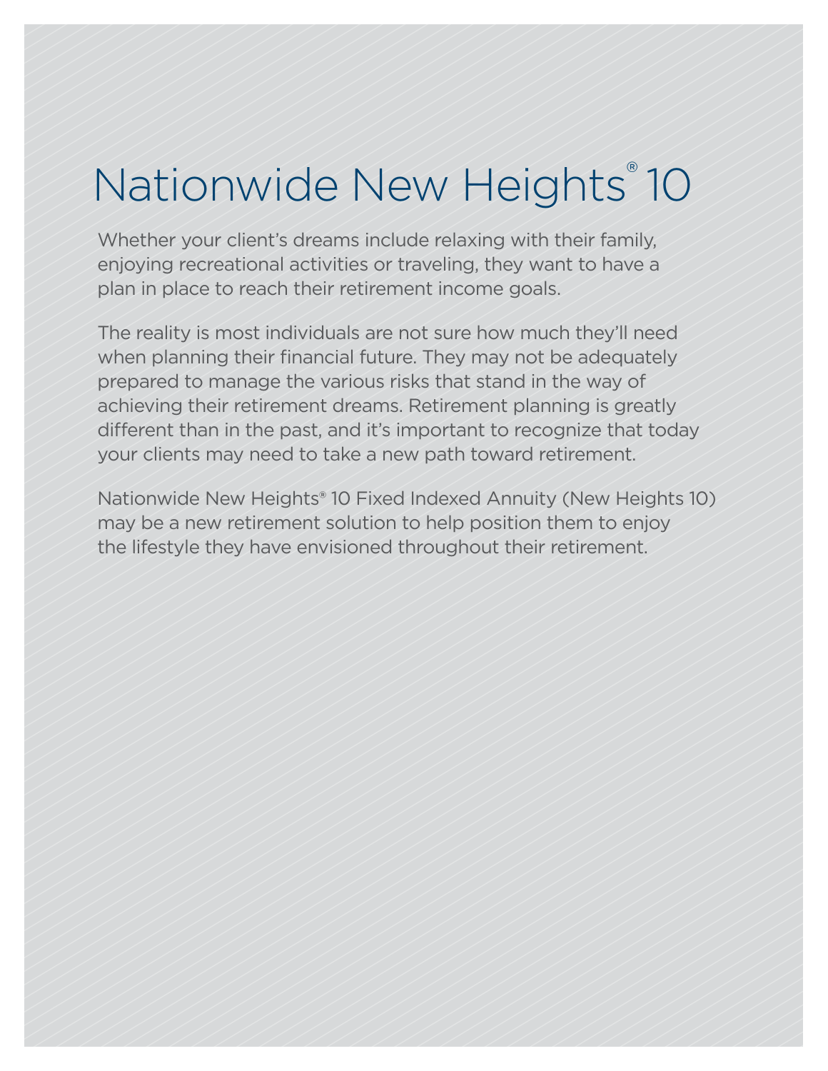# Nationwide New Heights® 10

Whether your client's dreams include relaxing with their family, enjoying recreational activities or traveling, they want to have a plan in place to reach their retirement income goals.

The reality is most individuals are not sure how much they'll need when planning their financial future. They may not be adequately prepared to manage the various risks that stand in the way of achieving their retirement dreams. Retirement planning is greatly different than in the past, and it's important to recognize that today your clients may need to take a new path toward retirement.

Nationwide New Heights® 10 Fixed Indexed Annuity (New Heights 10) may be a new retirement solution to help position them to enjoy the lifestyle they have envisioned throughout their retirement.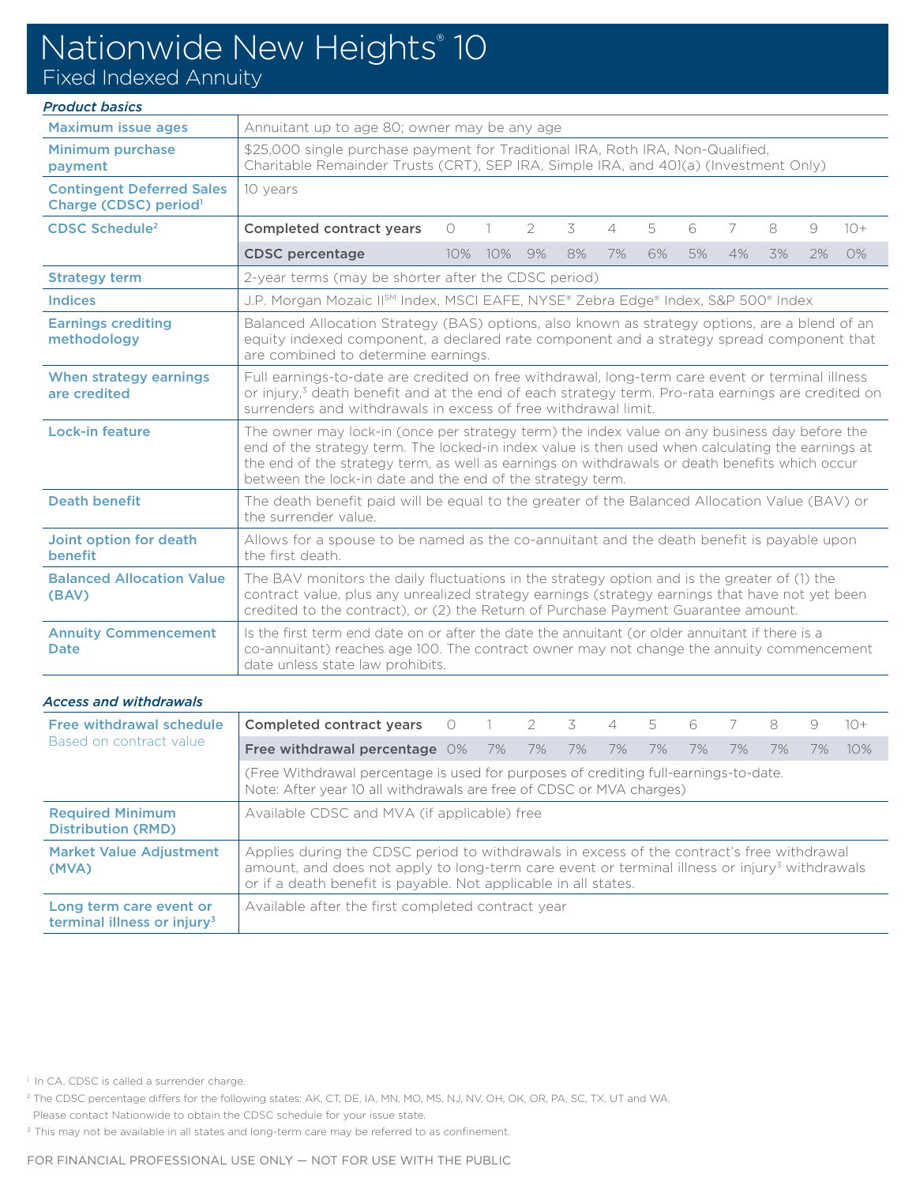# Nationwide New Heights® 10

## Fixed Indexed Annuity

***Product basics***

| | |
|---|---|
| **Maximum issue ages** | Annuitant up to age 80; owner may be any age |
| **Minimum purchase payment** | $25,000 single purchase payment for Traditional IRA, Roth IRA, Non-Qualified, Charitable Remainder Trusts (CRT), SEP IRA, Simple IRA, and 401(a) (Investment Only) |
| **Contingent Deferred Sales Charge (CDSC) period**[1] | 10 years |
| **CDSC Schedule**[2] | **Completed contract years:** 0, 1, 2, 3, 4, 5, 6, 7, 8, 9, 10+ — **CDSC percentage:** 10%, 10%, 9%, 8%, 7%, 6%, 5%, 4%, 3%, 2%, 0% |
| **Strategy term** | 2-year terms (may be shorter after the CDSC period) |
| **Indices** | J.P. Morgan Mozaic II℠ Index, MSCI EAFE, NYSE® Zebra Edge® Index, S&P 500® Index |
| **Earnings crediting methodology** | Balanced Allocation Strategy (BAS) options, also known as strategy options, are a blend of an equity indexed component, a declared rate component and a strategy spread component that are combined to determine earnings. |
| **When strategy earnings are credited** | Full earnings-to-date are credited on free withdrawal, long-term care event or terminal illness or injury,[3] death benefit and at the end of each strategy term. Pro-rata earnings are credited on surrenders and withdrawals in excess of free withdrawal limit. |
| **Lock-in feature** | The owner may lock-in (once per strategy term) the index value on any business day before the end of the strategy term. The locked-in index value is then used when calculating the earnings at the end of the strategy term, as well as earnings on withdrawals or death benefits which occur between the lock-in date and the end of the strategy term. |
| **Death benefit** | The death benefit paid will be equal to the greater of the Balanced Allocation Value (BAV) or the surrender value. |
| **Joint option for death benefit** | Allows for a spouse to be named as the co-annuitant and the death benefit is payable upon the first death. |
| **Balanced Allocation Value (BAV)** | The BAV monitors the daily fluctuations in the strategy option and is the greater of (1) the contract value, plus any unrealized strategy earnings (strategy earnings that have not yet been credited to the contract), or (2) the Return of Purchase Payment Guarantee amount. |
| **Annuity Commencement Date** | Is the first term end date on or after the date the annuitant (or older annuitant if there is a co-annuitant) reaches age 100. The contract owner may not change the annuity commencement date unless state law prohibits. |

CDSC Schedule[2]:

| Completed contract years | 0 | 1 | 2 | 3 | 4 | 5 | 6 | 7 | 8 | 9 | 10+ |
|---|---|---|---|---|---|---|---|---|---|---|---|
| **CDSC percentage** | 10% | 10% | 9% | 8% | 7% | 6% | 5% | 4% | 3% | 2% | 0% |

***Access and withdrawals***

**Free withdrawal schedule** — Based on contract value

| Completed contract years | 0 | 1 | 2 | 3 | 4 | 5 | 6 | 7 | 8 | 9 | 10+ |
|---|---|---|---|---|---|---|---|---|---|---|---|
| **Free withdrawal percentage** | 0% | 7% | 7% | 7% | 7% | 7% | 7% | 7% | 7% | 7% | 10% |

(Free Withdrawal percentage is used for purposes of crediting full-earnings-to-date. Note: After year 10 all withdrawals are free of CDSC or MVA charges)

| | |
|---|---|
| **Required Minimum Distribution (RMD)** | Available CDSC and MVA (if applicable) free |
| **Market Value Adjustment (MVA)** | Applies during the CDSC period to withdrawals in excess of the contract's free withdrawal amount, and does not apply to long-term care event or terminal illness or injury[3] withdrawals or if a death benefit is payable. Not applicable in all states. |
| **Long term care event or terminal illness or injury**[3] | Available after the first completed contract year |

[1] In CA, CDSC is called a surrender charge.

[2] The CDSC percentage differs for the following states: AK, CT, DE, IA, MN, MO, MS, NJ, NV, OH, OK, OR, PA, SC, TX, UT and WA. Please contact Nationwide to obtain the CDSC schedule for your issue state.

[3] This may not be available in all states and long-term care may be referred to as confinement.

FOR FINANCIAL PROFESSIONAL USE ONLY — NOT FOR USE WITH THE PUBLIC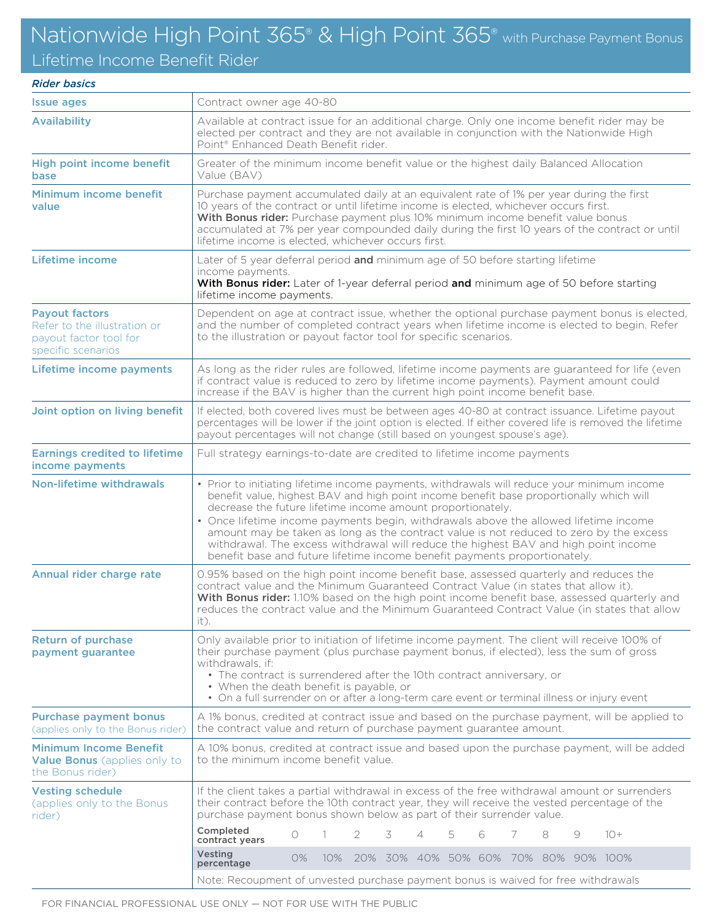# Nationwide High Point 365® & High Point 365® with Purchase Payment Bonus

## Lifetime Income Benefit Rider

*Rider basics*

| | |
|---|---|
| **Issue ages** | Contract owner age 40-80 |
| **Availability** | Available at contract issue for an additional charge. Only one income benefit rider may be elected per contract and they are not available in conjunction with the Nationwide High Point® Enhanced Death Benefit rider. |
| **High point income benefit base** | Greater of the minimum income benefit value or the highest daily Balanced Allocation Value (BAV) |
| **Minimum income benefit value** | Purchase payment accumulated daily at an equivalent rate of 1% per year during the first 10 years of the contract or until lifetime income is elected, whichever occurs first. **With Bonus rider:** Purchase payment plus 10% minimum income benefit value bonus accumulated at 7% per year compounded daily during the first 10 years of the contract or until lifetime income is elected, whichever occurs first. |
| **Lifetime income** | Later of 5 year deferral period **and** minimum age of 50 before starting lifetime income payments. **With Bonus rider:** Later of 1-year deferral period **and** minimum age of 50 before starting lifetime income payments. |
| **Payout factors** Refer to the illustration or payout factor tool for specific scenarios | Dependent on age at contract issue, whether the optional purchase payment bonus is elected, and the number of completed contract years when lifetime income is elected to begin. Refer to the illustration or payout factor tool for specific scenarios. |
| **Lifetime income payments** | As long as the rider rules are followed, lifetime income payments are guaranteed for life (even if contract value is reduced to zero by lifetime income payments). Payment amount could increase if the BAV is higher than the current high point income benefit base. |
| **Joint option on living benefit** | If elected, both covered lives must be between ages 40-80 at contract issuance. Lifetime payout percentages will be lower if the joint option is elected. If either covered life is removed the lifetime payout percentages will not change (still based on youngest spouse's age). |
| **Earnings credited to lifetime income payments** | Full strategy earnings-to-date are credited to lifetime income payments |
| **Non-lifetime withdrawals** | • Prior to initiating lifetime income payments, withdrawals will reduce your minimum income benefit value, highest BAV and high point income benefit base proportionally which will decrease the future lifetime income amount proportionately.<br>• Once lifetime income payments begin, withdrawals above the allowed lifetime income amount may be taken as long as the contract value is not reduced to zero by the excess withdrawal. The excess withdrawal will reduce the highest BAV and high point income benefit base and future lifetime income benefit payments proportionately. |
| **Annual rider charge rate** | 0.95% based on the high point income benefit base, assessed quarterly and reduces the contract value and the Minimum Guaranteed Contract Value (in states that allow it). **With Bonus rider:** 1.10% based on the high point income benefit base, assessed quarterly and reduces the contract value and the Minimum Guaranteed Contract Value (in states that allow it). |
| **Return of purchase payment guarantee** | Only available prior to initiation of lifetime income payment. The client will receive 100% of their purchase payment (plus purchase payment bonus, if elected), less the sum of gross withdrawals, if:<br>• The contract is surrendered after the 10th contract anniversary, or<br>• When the death benefit is payable, or<br>• On a full surrender on or after a long-term care event or terminal illness or injury event |
| **Purchase payment bonus** (applies only to the Bonus rider) | A 1% bonus, credited at contract issue and based on the purchase payment, will be applied to the contract value and return of purchase payment guarantee amount. |
| **Minimum Income Benefit Value Bonus** (applies only to the Bonus rider) | A 10% bonus, credited at contract issue and based upon the purchase payment, will be added to the minimum income benefit value. |
| **Vesting schedule** (applies only to the Bonus rider) | If the client takes a partial withdrawal in excess of the free withdrawal amount or surrenders their contract before the 10th contract year, they will receive the vested percentage of the purchase payment bonus shown below as part of their surrender value. |

| Completed contract years | 0 | 1 | 2 | 3 | 4 | 5 | 6 | 7 | 8 | 9 | 10+ |
|---|---|---|---|---|---|---|---|---|---|---|---|
| Vesting percentage | 0% | 10% | 20% | 30% | 40% | 50% | 60% | 70% | 80% | 90% | 100% |

Note: Recoupment of unvested purchase payment bonus is waived for free withdrawals

FOR FINANCIAL PROFESSIONAL USE ONLY — NOT FOR USE WITH THE PUBLIC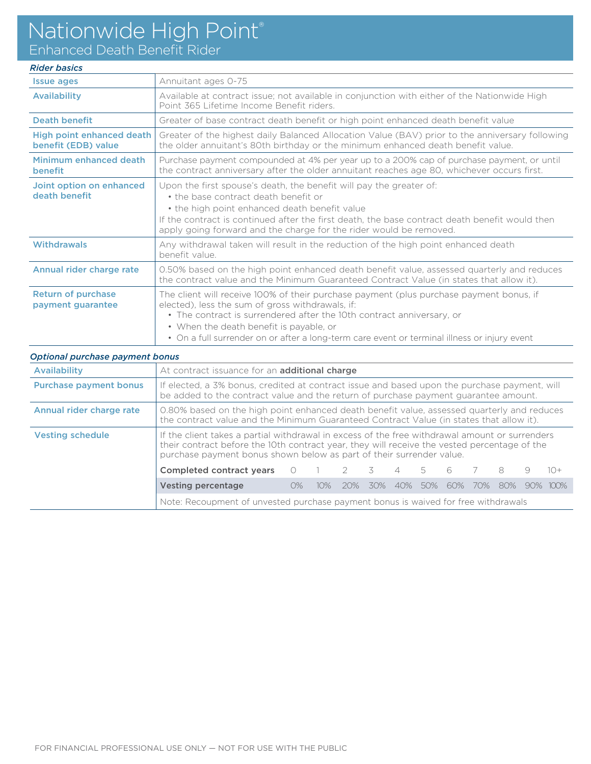# Nationwide High Point®

## Enhanced Death Benefit Rider

***Rider basics***

| | |
|---|---|
| **Issue ages** | Annuitant ages 0-75 |
| **Availability** | Available at contract issue; not available in conjunction with either of the Nationwide High Point 365 Lifetime Income Benefit riders. |
| **Death benefit** | Greater of base contract death benefit or high point enhanced death benefit value |
| **High point enhanced death benefit (EDB) value** | Greater of the highest daily Balanced Allocation Value (BAV) prior to the anniversary following the older annuitant's 80th birthday or the minimum enhanced death benefit value. |
| **Minimum enhanced death benefit** | Purchase payment compounded at 4% per year up to a 200% cap of purchase payment, or until the contract anniversary after the older annuitant reaches age 80, whichever occurs first. |
| **Joint option on enhanced death benefit** | Upon the first spouse's death, the benefit will pay the greater of:<br>• the base contract death benefit or<br>• the high point enhanced death benefit value<br>If the contract is continued after the first death, the base contract death benefit would then apply going forward and the charge for the rider would be removed. |
| **Withdrawals** | Any withdrawal taken will result in the reduction of the high point enhanced death benefit value. |
| **Annual rider charge rate** | 0.50% based on the high point enhanced death benefit value, assessed quarterly and reduces the contract value and the Minimum Guaranteed Contract Value (in states that allow it). |
| **Return of purchase payment guarantee** | The client will receive 100% of their purchase payment (plus purchase payment bonus, if elected), less the sum of gross withdrawals, if:<br>• The contract is surrendered after the 10th contract anniversary, or<br>• When the death benefit is payable, or<br>• On a full surrender on or after a long-term care event or terminal illness or injury event |

***Optional purchase payment bonus***

| | |
|---|---|
| **Availability** | At contract issuance for an **additional charge** |
| **Purchase payment bonus** | If elected, a 3% bonus, credited at contract issue and based upon the purchase payment, will be added to the contract value and the return of purchase payment guarantee amount. |
| **Annual rider charge rate** | 0.80% based on the high point enhanced death benefit value, assessed quarterly and reduces the contract value and the Minimum Guaranteed Contract Value (in states that allow it). |
| **Vesting schedule** | If the client takes a partial withdrawal in excess of the free withdrawal amount or surrenders their contract before the 10th contract year, they will receive the vested percentage of the purchase payment bonus shown below as part of their surrender value. |

| Completed contract years | 0 | 1 | 2 | 3 | 4 | 5 | 6 | 7 | 8 | 9 | 10+ |
|---|---|---|---|---|---|---|---|---|---|---|---|
| **Vesting percentage** | 0% | 10% | 20% | 30% | 40% | 50% | 60% | 70% | 80% | 90% | 100% |

Note: Recoupment of unvested purchase payment bonus is waived for free withdrawals

FOR FINANCIAL PROFESSIONAL USE ONLY — NOT FOR USE WITH THE PUBLIC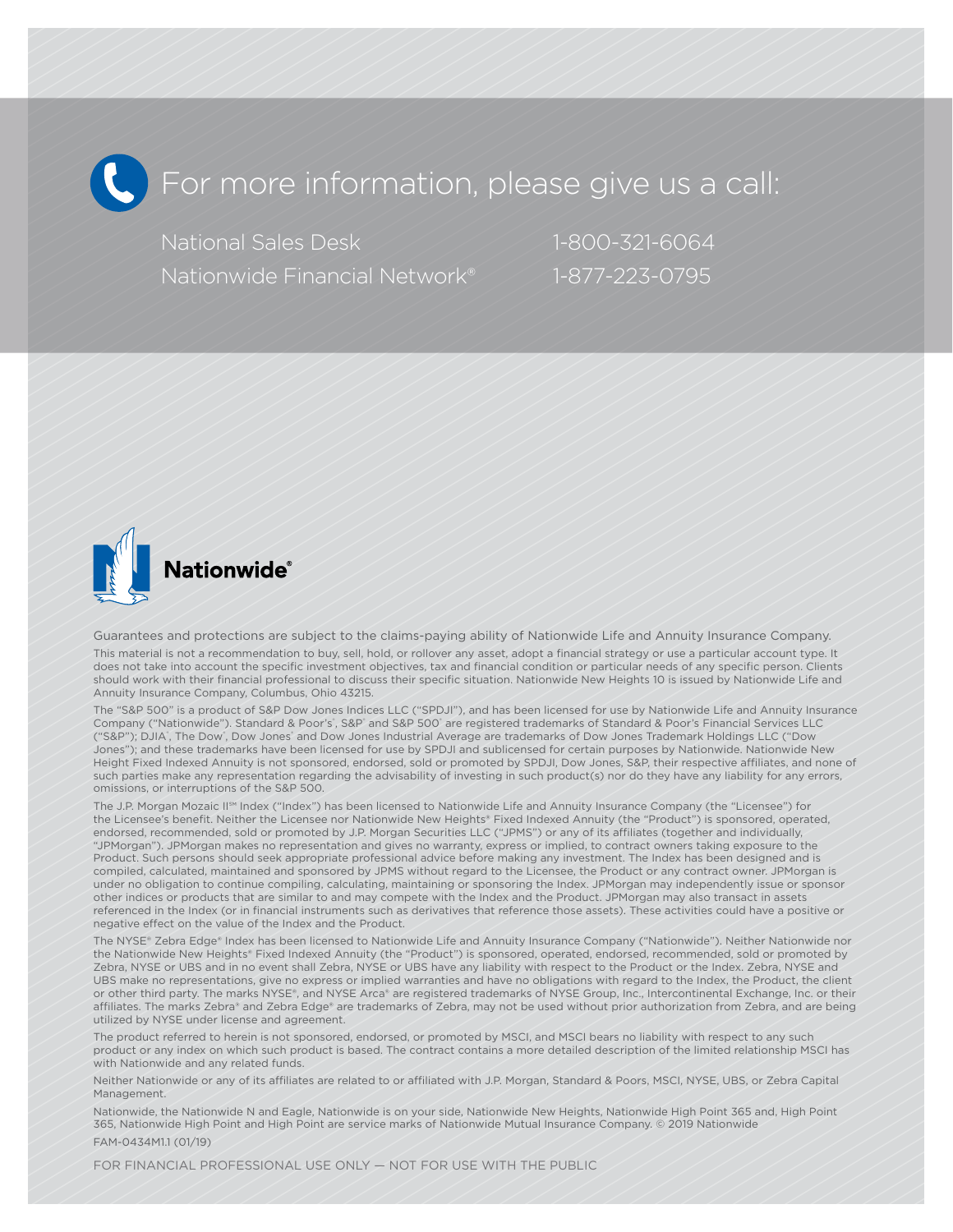## For more information, please give us a call:

National Sales Desk 1-800-321-6064
Nationwide Financial Network® 1-877-223-0795

**Nationwide®**

Guarantees and protections are subject to the claims-paying ability of Nationwide Life and Annuity Insurance Company.

This material is not a recommendation to buy, sell, hold, or rollover any asset, adopt a financial strategy or use a particular account type. It does not take into account the specific investment objectives, tax and financial condition or particular needs of any specific person. Clients should work with their financial professional to discuss their specific situation. Nationwide New Heights 10 is issued by Nationwide Life and Annuity Insurance Company, Columbus, Ohio 43215.

The "S&P 500" is a product of S&P Dow Jones Indices LLC ("SPDJI"), and has been licensed for use by Nationwide Life and Annuity Insurance Company ("Nationwide"). Standard & Poor's®, S&P® and S&P 500® are registered trademarks of Standard & Poor's Financial Services LLC ("S&P"); DJIA®, The Dow®, Dow Jones® and Dow Jones Industrial Average are trademarks of Dow Jones Trademark Holdings LLC ("Dow Jones"); and these trademarks have been licensed for use by SPDJI and sublicensed for certain purposes by Nationwide. Nationwide New Height Fixed Indexed Annuity is not sponsored, endorsed, sold or promoted by SPDJI, Dow Jones, S&P, their respective affiliates, and none of such parties make any representation regarding the advisability of investing in such product(s) nor do they have any liability for any errors, omissions, or interruptions of the S&P 500.

The J.P. Morgan Mozaic II℠ Index ("Index") has been licensed to Nationwide Life and Annuity Insurance Company (the "Licensee") for the Licensee's benefit. Neither the Licensee nor Nationwide New Heights® Fixed Indexed Annuity (the "Product") is sponsored, operated, endorsed, recommended, sold or promoted by J.P. Morgan Securities LLC ("JPMS") or any of its affiliates (together and individually, "JPMorgan"). JPMorgan makes no representation and gives no warranty, express or implied, to contract owners taking exposure to the Product. Such persons should seek appropriate professional advice before making any investment. The Index has been designed and is compiled, calculated, maintained and sponsored by JPMS without regard to the Licensee, the Product or any contract owner. JPMorgan is under no obligation to continue compiling, calculating, maintaining or sponsoring the Index. JPMorgan may independently issue or sponsor other indices or products that are similar to and may compete with the Index and the Product. JPMorgan may also transact in assets referenced in the Index (or in financial instruments such as derivatives that reference those assets). These activities could have a positive or negative effect on the value of the Index and the Product.

The NYSE® Zebra Edge® Index has been licensed to Nationwide Life and Annuity Insurance Company ("Nationwide"). Neither Nationwide nor the Nationwide New Heights® Fixed Indexed Annuity (the "Product") is sponsored, operated, endorsed, recommended, sold or promoted by Zebra, NYSE or UBS and in no event shall Zebra, NYSE or UBS have any liability with respect to the Product or the Index. Zebra, NYSE and UBS make no representations, give no express or implied warranties and have no obligations with regard to the Index, the Product, the client or other third party. The marks NYSE®, and NYSE Arca® are registered trademarks of NYSE Group, Inc., Intercontinental Exchange, Inc. or their affiliates. The marks Zebra® and Zebra Edge® are trademarks of Zebra, may not be used without prior authorization from Zebra, and are being utilized by NYSE under license and agreement.

The product referred to herein is not sponsored, endorsed, or promoted by MSCI, and MSCI bears no liability with respect to any such product or any index on which such product is based. The contract contains a more detailed description of the limited relationship MSCI has with Nationwide and any related funds.

Neither Nationwide or any of its affiliates are related to or affiliated with J.P. Morgan, Standard & Poors, MSCI, NYSE, UBS, or Zebra Capital Management.

Nationwide, the Nationwide N and Eagle, Nationwide is on your side, Nationwide New Heights, Nationwide High Point 365 and, High Point 365, Nationwide High Point and High Point are service marks of Nationwide Mutual Insurance Company. © 2019 Nationwide

FAM-0434M1.1 (01/19)

FOR FINANCIAL PROFESSIONAL USE ONLY — NOT FOR USE WITH THE PUBLIC